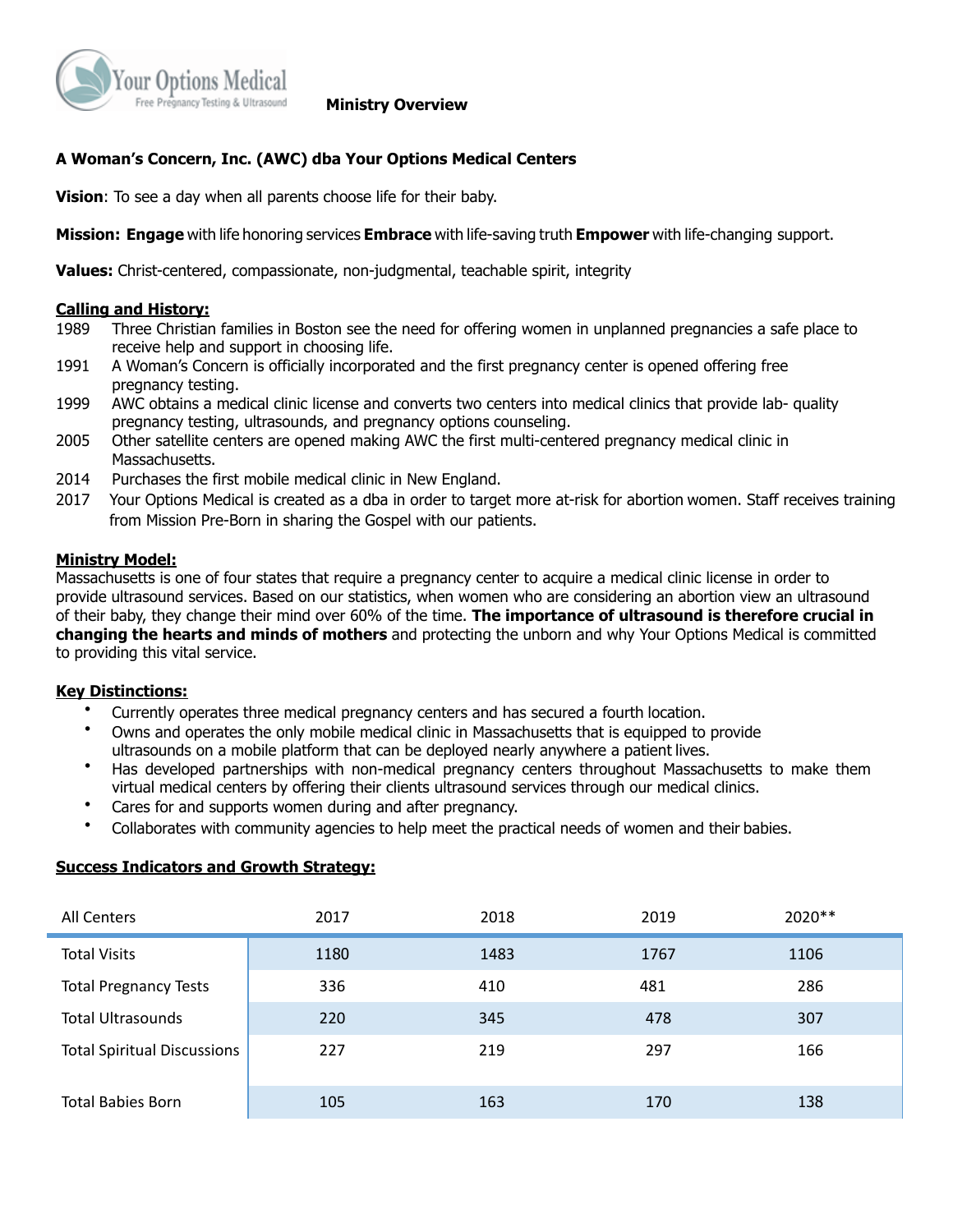**Your Options Medical** Free Pregnancy Testing & Ultrasound

**Ministry Overview**

**A Woman's Concern, Inc. (AWC) dba Your Options Medical Centers**

**Vision**: To see a day when all parents choose life for their baby.

**Mission: Engage** with life honoring services **Embrace** with life-saving truth **Empower** with life-changing support.

**Values:** Christ-centered, compassionate, non-judgmental, teachable spirit, integrity

## Calling and History:

1989 Three Christian families in Boston see the need for offering women in unplanned pregnancies a safe place to receive help and support in choosing life.

1991 A Woman's Concern is officially incorporated and the first pregnancy center is opened offering free pregnancy testing.

1999 AWC obtains a medical clinic license and converts two centers into medical clinics that provide lab- quality pregnancy testing, ultrasounds, and pregnancy options counseling.

2005 Other satellite centers are opened making AWC the first multi-centered pregnancy medical clinic in Massachusetts.

2014 Purchases the first mobile medical clinic in New England.

2017 Your Options Medical is created as a dba in order to target more at-risk for abortion women. Staff receives training from Mission Pre-Born in sharing the Gospel with our patients.

## Ministry Model:

Massachusetts is one of four states that require a pregnancy center to acquire a medical clinic license in order to provide ultrasound services. Based on our statistics, when women who are considering an abortion view an ultrasound of their baby, they change their mind over 60% of the time. **The importance of ultrasound is therefore crucial in changing the hearts and minds of mothers** and protecting the unborn and why Your Options Medical is committed to providing this vital service.

## Key Distinctions:

- Currently operates three medical pregnancy centers and has secured a fourth location.
- Owns and operates the only mobile medical clinic in Massachusetts that is equipped to provide ultrasounds on a mobile platform that can be deployed nearly anywhere a patient lives.
- Has developed partnerships with non-medical pregnancy centers throughout Massachusetts to make them virtual medical centers by offering their clients ultrasound services through our medical clinics.
- Cares for and supports women during and after pregnancy.
- Collaborates with community agencies to help meet the practical needs of women and their babies.

## Success Indicators and Growth Strategy:

| All Centers | 2017 | 2018 | 2019 | 2020** |
|---|---|---|---|---|
| Total Visits | 1180 | 1483 | 1767 | 1106 |
| Total Pregnancy Tests | 336 | 410 | 481 | 286 |
| Total Ultrasounds | 220 | 345 | 478 | 307 |
| Total Spiritual Discussions | 227 | 219 | 297 | 166 |
| Total Babies Born | 105 | 163 | 170 | 138 |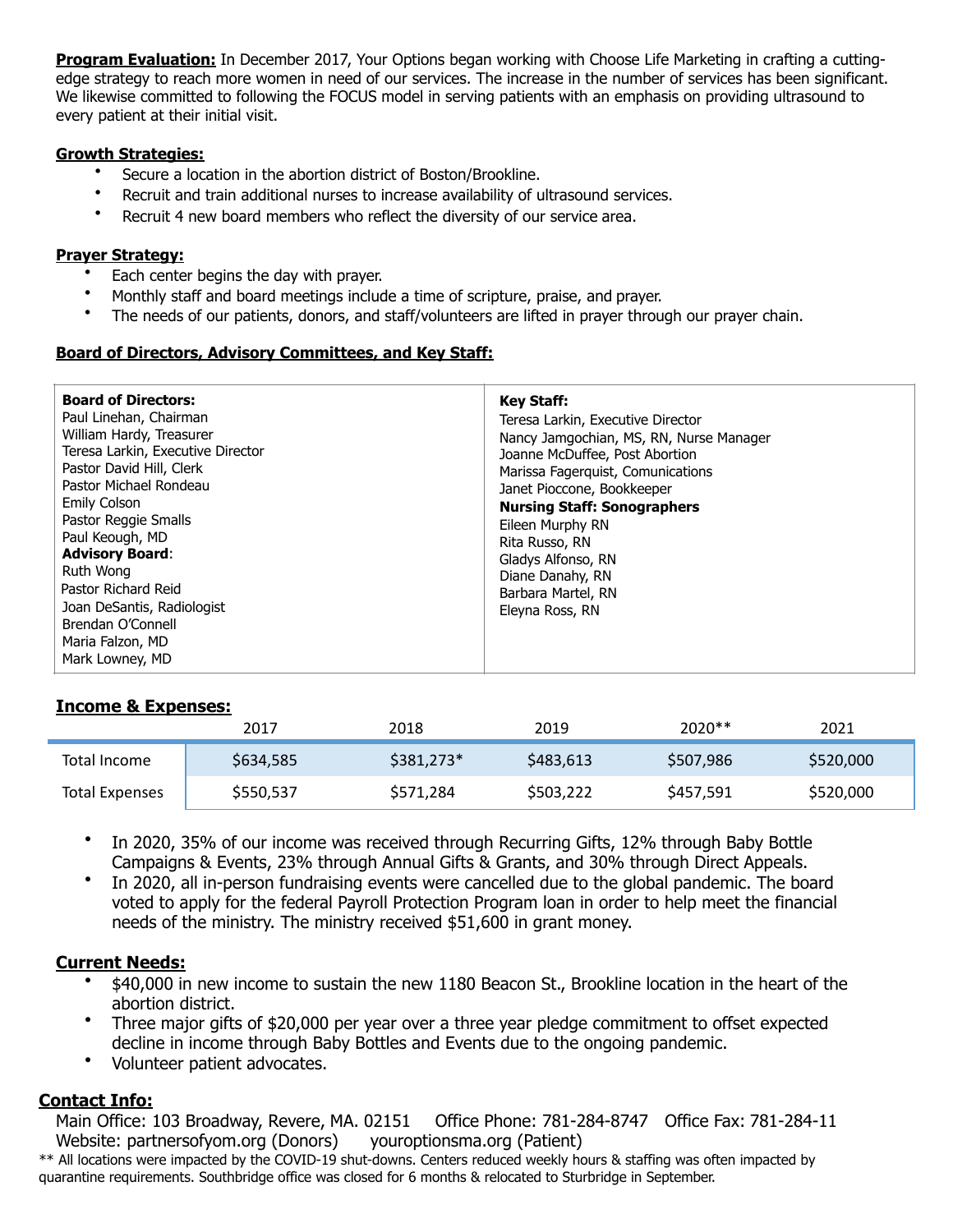**Program Evaluation:** In December 2017, Your Options began working with Choose Life Marketing in crafting a cutting-edge strategy to reach more women in need of our services. The increase in the number of services has been significant. We likewise committed to following the FOCUS model in serving patients with an emphasis on providing ultrasound to every patient at their initial visit.

**Growth Strategies:**

- Secure a location in the abortion district of Boston/Brookline.
- Recruit and train additional nurses to increase availability of ultrasound services.
- Recruit 4 new board members who reflect the diversity of our service area.

**Prayer Strategy:**

- Each center begins the day with prayer.
- Monthly staff and board meetings include a time of scripture, praise, and prayer.
- The needs of our patients, donors, and staff/volunteers are lifted in prayer through our prayer chain.

**Board of Directors, Advisory Committees, and Key Staff:**

| | |
|---|---|
| **Board of Directors:**<br>Paul Linehan, Chairman<br>William Hardy, Treasurer<br>Teresa Larkin, Executive Director<br>Pastor David Hill, Clerk<br>Pastor Michael Rondeau<br>Emily Colson<br>Pastor Reggie Smalls<br>Paul Keough, MD<br>**Advisory Board**:<br>Ruth Wong<br>Pastor Richard Reid<br>Joan DeSantis, Radiologist<br>Brendan O'Connell<br>Maria Falzon, MD<br>Mark Lowney, MD | **Key Staff:**<br>Teresa Larkin, Executive Director<br>Nancy Jamgochian, MS, RN, Nurse Manager<br>Joanne McDuffee, Post Abortion<br>Marissa Fagerquist, Comunications<br>Janet Pioccone, Bookkeeper<br>**Nursing Staff: Sonographers**<br>Eileen Murphy RN<br>Rita Russo, RN<br>Gladys Alfonso, RN<br>Diane Danahy, RN<br>Barbara Martel, RN<br>Eleyna Ross, RN |

**Income & Expenses:**

| | 2017 | 2018 | 2019 | 2020** | 2021 |
|---|---|---|---|---|---|
| Total Income | $634,585 | $381,273* | $483,613 | $507,986 | $520,000 |
| Total Expenses | $550,537 | $571,284 | $503,222 | $457,591 | $520,000 |

- In 2020, 35% of our income was received through Recurring Gifts, 12% through Baby Bottle Campaigns & Events, 23% through Annual Gifts & Grants, and 30% through Direct Appeals.
- In 2020, all in-person fundraising events were cancelled due to the global pandemic. The board voted to apply for the federal Payroll Protection Program loan in order to help meet the financial needs of the ministry. The ministry received $51,600 in grant money.

**Current Needs:**

- $40,000 in new income to sustain the new 1180 Beacon St., Brookline location in the heart of the abortion district.
- Three major gifts of $20,000 per year over a three year pledge commitment to offset expected decline in income through Baby Bottles and Events due to the ongoing pandemic.
- Volunteer patient advocates.

**Contact Info:**

Main Office: 103 Broadway, Revere, MA. 02151 Office Phone: 781-284-8747 Office Fax: 781-284-11
Website: partnersofyom.org (Donors) youroptionsma.org (Patient)

** All locations were impacted by the COVID-19 shut-downs. Centers reduced weekly hours & staffing was often impacted by quarantine requirements. Southbridge office was closed for 6 months & relocated to Sturbridge in September.